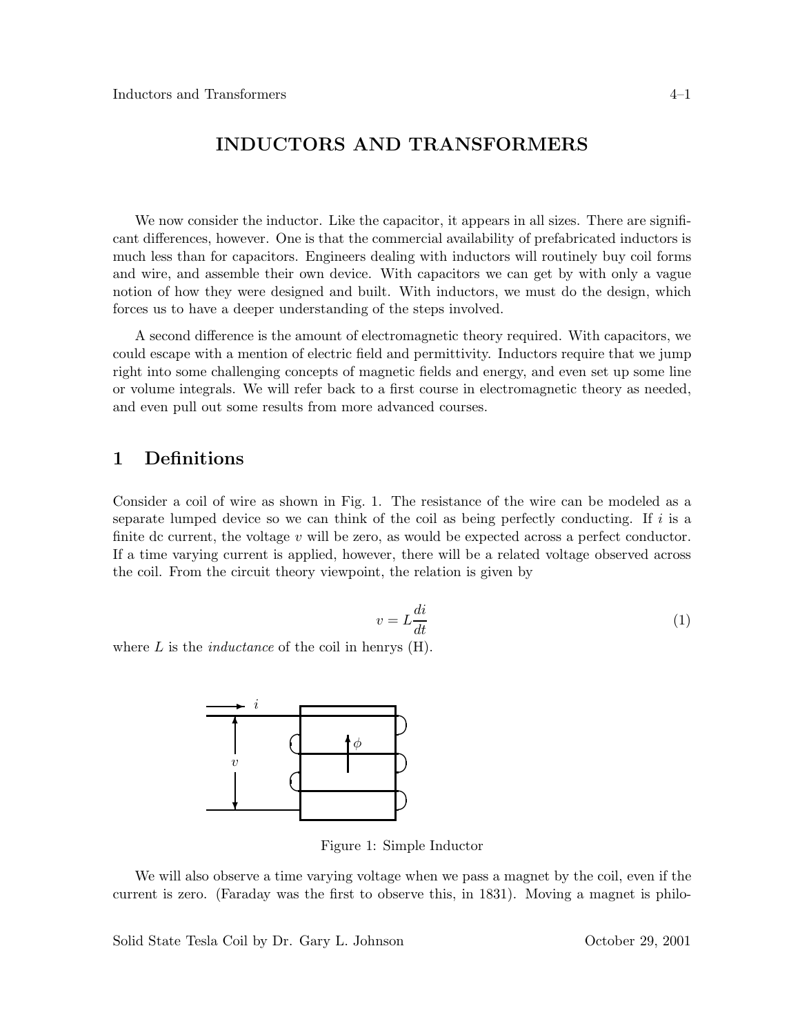// INDUCTORS AND TRANSFORMERS

We now consider the inductor. Like the capacitor, it appears in all sizes. There are significant differences, however. One is that the commercial availability of prefabricated inductors is much less than for capacitors. Engineers dealing with inductors will routinely buy coil forms and wire, and assemble their own device. With capacitors we can get by with only a vague notion of how they were designed and built. With inductors, we must do the design, which forces us to have a deeper understanding of the steps involved.

A second difference is the amount of electromagnetic theory required. With capacitors, we could escape with a mention of electric field and permittivity. Inductors require that we jump right into some challenging concepts of magnetic fields and energy, and even set up some line or volume integrals. We will refer back to a first course in electromagnetic theory as needed, and even pull out some results from more advanced courses.

## 1 Definitions

Consider a coil of wire as shown in Fig. 1. The resistance of the wire can be modeled as a separate lumped device so we can think of the coil as being perfectly conducting. If $i$ is a finite dc current, the voltage $v$ will be zero, as would be expected across a perfect conductor. If a time varying current is applied, however, there will be a related voltage observed across the coil. From the circuit theory viewpoint, the relation is given by

$$v = L\frac{di}{dt} \tag{1}$$

where $L$ is the *inductance* of the coil in henrys (H).

Figure 1: Simple Inductor

We will also observe a time varying voltage when we pass a magnet by the coil, even if the current is zero. (Faraday was the first to observe this, in 1831). Moving a magnet is philo-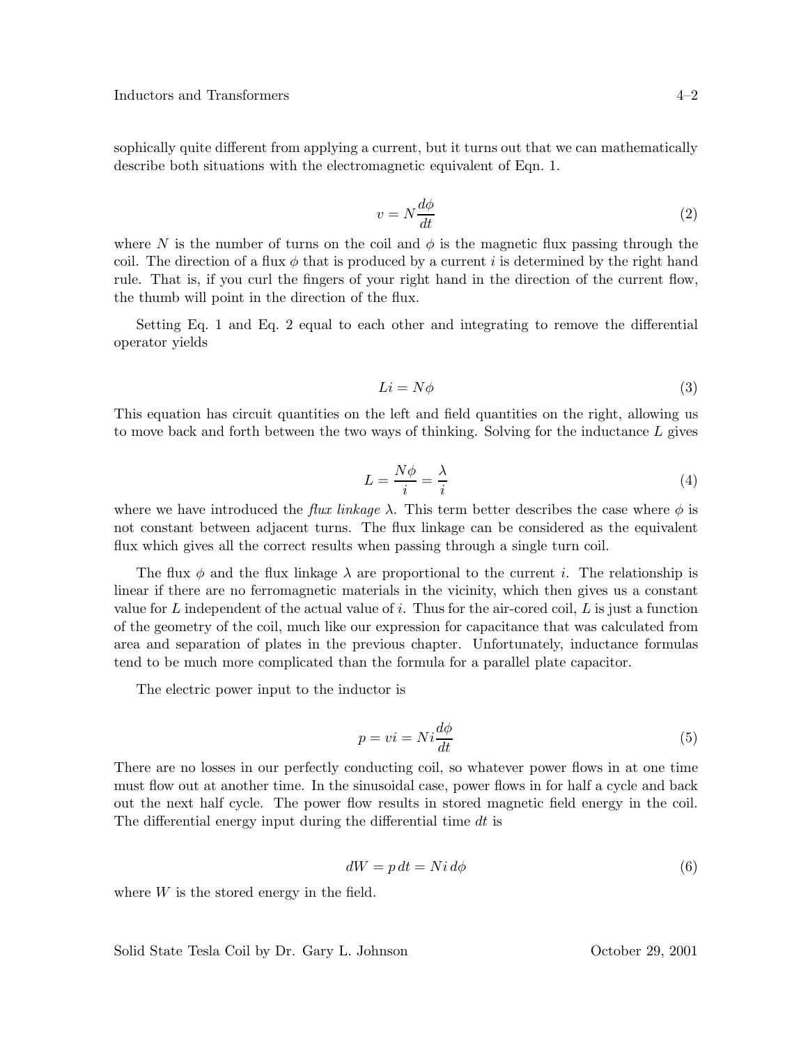sophically quite different from applying a current, but it turns out that we can mathematically describe both situations with the electromagnetic equivalent of Eqn. 1.

$$v = N\frac{d\phi}{dt} \tag{2}$$

where $N$ is the number of turns on the coil and $\phi$ is the magnetic flux passing through the coil. The direction of a flux $\phi$ that is produced by a current $i$ is determined by the right hand rule. That is, if you curl the fingers of your right hand in the direction of the current flow, the thumb will point in the direction of the flux.

Setting Eq. 1 and Eq. 2 equal to each other and integrating to remove the differential operator yields

$$Li = N\phi \tag{3}$$

This equation has circuit quantities on the left and field quantities on the right, allowing us to move back and forth between the two ways of thinking. Solving for the inductance $L$ gives

$$L = \frac{N\phi}{i} = \frac{\lambda}{i} \tag{4}$$

where we have introduced the *flux linkage* $\lambda$. This term better describes the case where $\phi$ is not constant between adjacent turns. The flux linkage can be considered as the equivalent flux which gives all the correct results when passing through a single turn coil.

The flux $\phi$ and the flux linkage $\lambda$ are proportional to the current $i$. The relationship is linear if there are no ferromagnetic materials in the vicinity, which then gives us a constant value for $L$ independent of the actual value of $i$. Thus for the air-cored coil, $L$ is just a function of the geometry of the coil, much like our expression for capacitance that was calculated from area and separation of plates in the previous chapter. Unfortunately, inductance formulas tend to be much more complicated than the formula for a parallel plate capacitor.

The electric power input to the inductor is

$$p = vi = Ni\frac{d\phi}{dt} \tag{5}$$

There are no losses in our perfectly conducting coil, so whatever power flows in at one time must flow out at another time. In the sinusoidal case, power flows in for half a cycle and back out the next half cycle. The power flow results in stored magnetic field energy in the coil. The differential energy input during the differential time $dt$ is

$$dW = p\,dt = Ni\,d\phi \tag{6}$$

where $W$ is the stored energy in the field.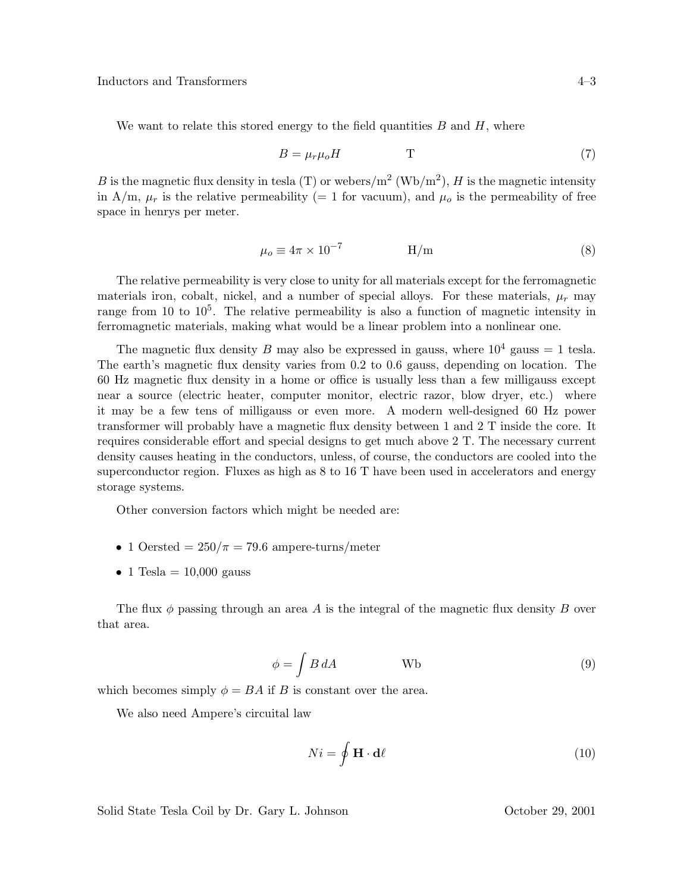We want to relate this stored energy to the field quantities $B$ and $H$, where

$$B = \mu_r \mu_o H \qquad \text{T} \tag{7}$$

$B$ is the magnetic flux density in tesla (T) or webers/m$^2$ (Wb/m$^2$), $H$ is the magnetic intensity in A/m, $\mu_r$ is the relative permeability (= 1 for vacuum), and $\mu_o$ is the permeability of free space in henrys per meter.

$$\mu_o \equiv 4\pi \times 10^{-7} \qquad \text{H/m} \tag{8}$$

The relative permeability is very close to unity for all materials except for the ferromagnetic materials iron, cobalt, nickel, and a number of special alloys. For these materials, $\mu_r$ may range from 10 to $10^5$. The relative permeability is also a function of magnetic intensity in ferromagnetic materials, making what would be a linear problem into a nonlinear one.

The magnetic flux density $B$ may also be expressed in gauss, where $10^4$ gauss = 1 tesla. The earth's magnetic flux density varies from 0.2 to 0.6 gauss, depending on location. The 60 Hz magnetic flux density in a home or office is usually less than a few milligauss except near a source (electric heater, computer monitor, electric razor, blow dryer, etc.) where it may be a few tens of milligauss or even more. A modern well-designed 60 Hz power transformer will probably have a magnetic flux density between 1 and 2 T inside the core. It requires considerable effort and special designs to get much above 2 T. The necessary current density causes heating in the conductors, unless, of course, the conductors are cooled into the superconductor region. Fluxes as high as 8 to 16 T have been used in accelerators and energy storage systems.

Other conversion factors which might be needed are:

- 1 Oersted = $250/\pi$ = 79.6 ampere-turns/meter
- 1 Tesla = 10,000 gauss

The flux $\phi$ passing through an area $A$ is the integral of the magnetic flux density $B$ over that area.

$$\phi = \int B \, dA \qquad \text{Wb} \tag{9}$$

which becomes simply $\phi = BA$ if $B$ is constant over the area.

We also need Ampere's circuital law

$$Ni = \oint \mathbf{H} \cdot \mathbf{d}\ell \tag{10}$$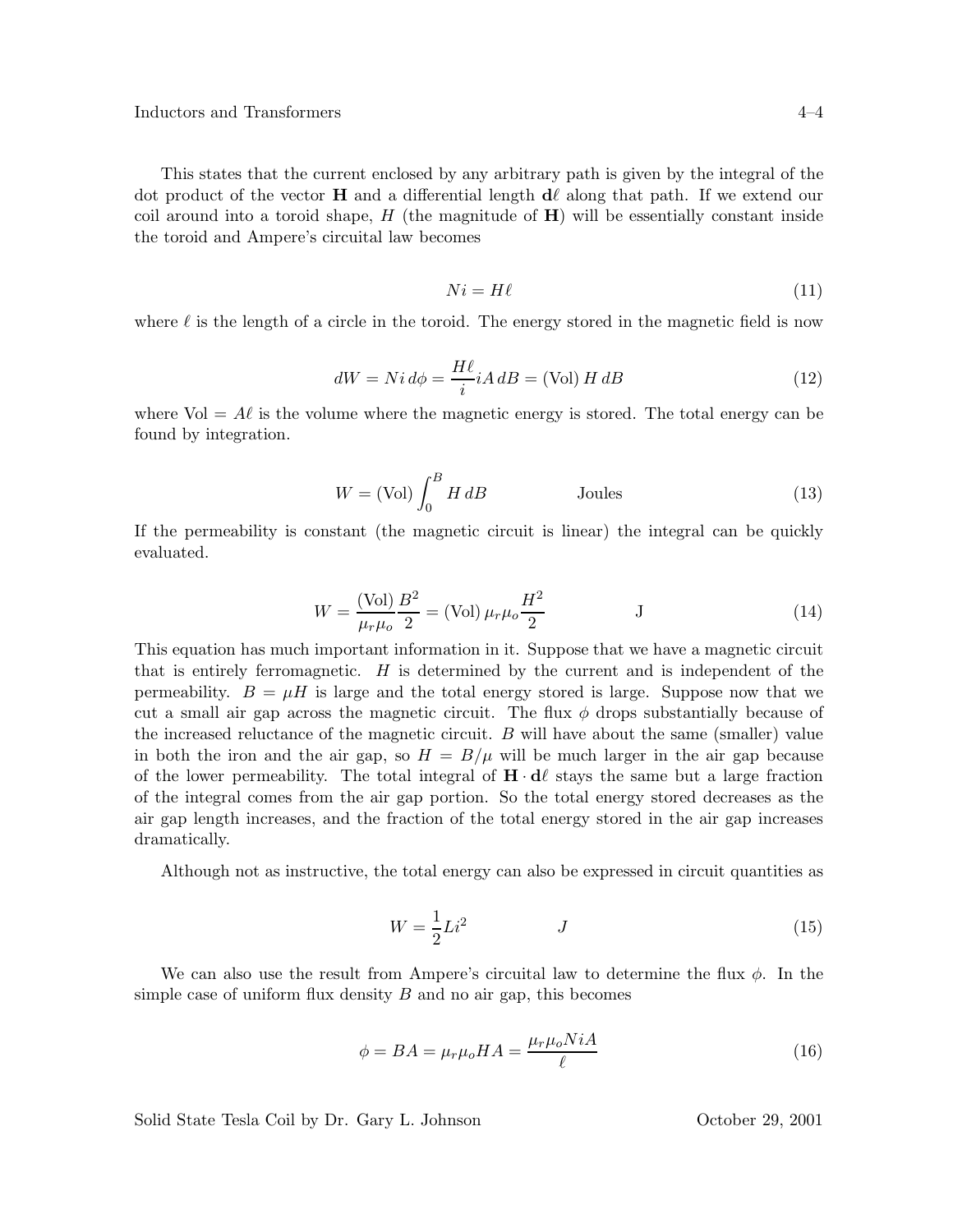This states that the current enclosed by any arbitrary path is given by the integral of the dot product of the vector $\mathbf{H}$ and a differential length $\mathbf{d\ell}$ along that path. If we extend our coil around into a toroid shape, $H$ (the magnitude of $\mathbf{H}$) will be essentially constant inside the toroid and Ampere's circuital law becomes

$$Ni = H\ell \tag{11}$$

where $\ell$ is the length of a circle in the toroid. The energy stored in the magnetic field is now

$$dW = Ni\,d\phi = \frac{H\ell}{i} iA\,dB = (\text{Vol})\,H\,dB \tag{12}$$

where $\text{Vol} = A\ell$ is the volume where the magnetic energy is stored. The total energy can be found by integration.

$$W = (\text{Vol}) \int_0^B H\,dB \qquad\qquad \text{Joules} \tag{13}$$

If the permeability is constant (the magnetic circuit is linear) the integral can be quickly evaluated.

$$W = \frac{(\text{Vol})}{\mu_r \mu_o} \frac{B^2}{2} = (\text{Vol})\,\mu_r \mu_o \frac{H^2}{2} \qquad\qquad \text{J} \tag{14}$$

This equation has much important information in it. Suppose that we have a magnetic circuit that is entirely ferromagnetic. $H$ is determined by the current and is independent of the permeability. $B = \mu H$ is large and the total energy stored is large. Suppose now that we cut a small air gap across the magnetic circuit. The flux $\phi$ drops substantially because of the increased reluctance of the magnetic circuit. $B$ will have about the same (smaller) value in both the iron and the air gap, so $H = B/\mu$ will be much larger in the air gap because of the lower permeability. The total integral of $\mathbf{H} \cdot \mathbf{d\ell}$ stays the same but a large fraction of the integral comes from the air gap portion. So the total energy stored decreases as the air gap length increases, and the fraction of the total energy stored in the air gap increases dramatically.

Although not as instructive, the total energy can also be expressed in circuit quantities as

$$W = \frac{1}{2} L i^2 \qquad\qquad J \tag{15}$$

We can also use the result from Ampere's circuital law to determine the flux $\phi$. In the simple case of uniform flux density $B$ and no air gap, this becomes

$$\phi = BA = \mu_r \mu_o H A = \frac{\mu_r \mu_o N i A}{\ell} \tag{16}$$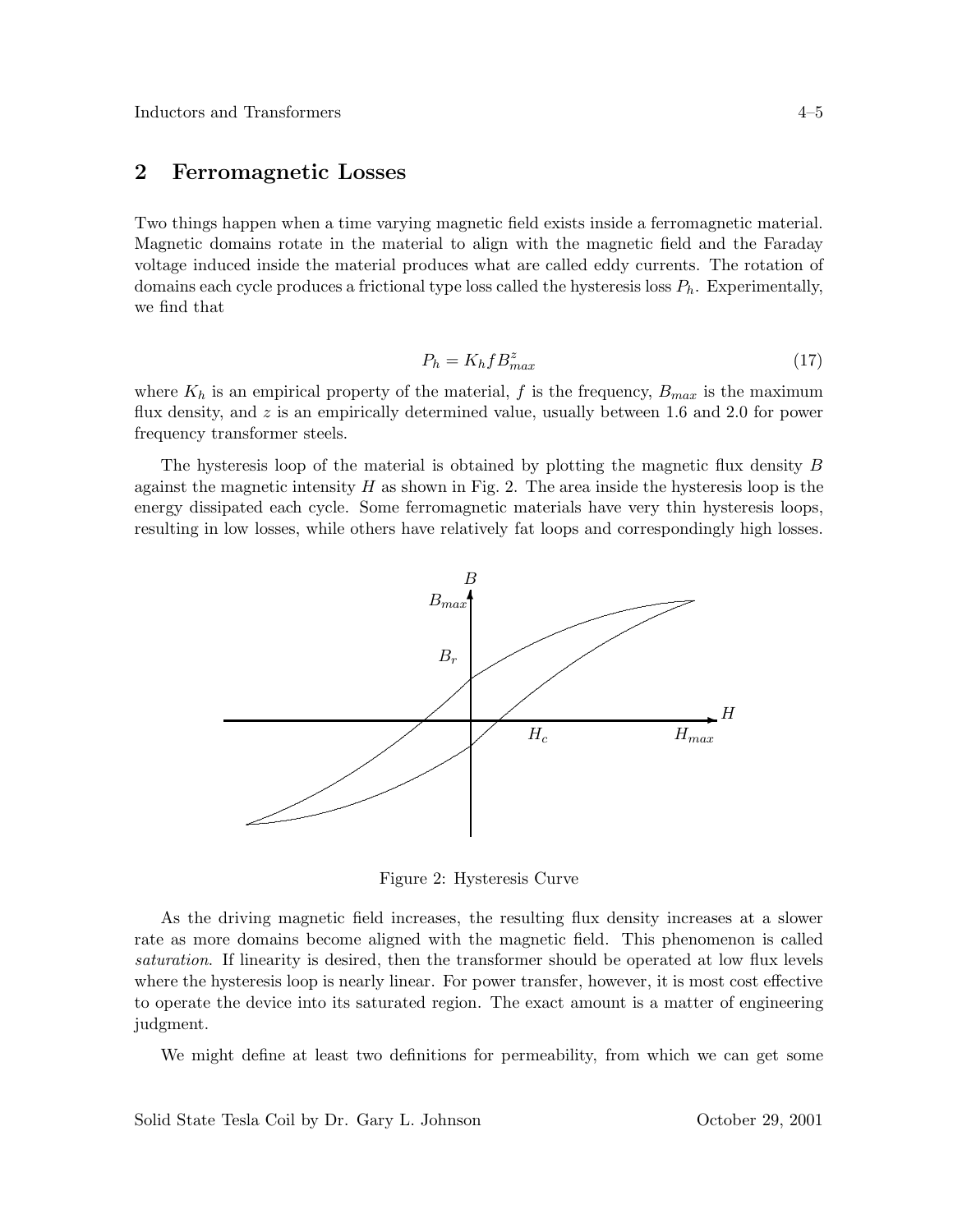## 2 Ferromagnetic Losses

Two things happen when a time varying magnetic field exists inside a ferromagnetic material. Magnetic domains rotate in the material to align with the magnetic field and the Faraday voltage induced inside the material produces what are called eddy currents. The rotation of domains each cycle produces a frictional type loss called the hysteresis loss $P_h$. Experimentally, we find that

$$P_h = K_h f B_{max}^z \tag{17}$$

where $K_h$ is an empirical property of the material, $f$ is the frequency, $B_{max}$ is the maximum flux density, and $z$ is an empirically determined value, usually between 1.6 and 2.0 for power frequency transformer steels.

The hysteresis loop of the material is obtained by plotting the magnetic flux density $B$ against the magnetic intensity $H$ as shown in Fig. 2. The area inside the hysteresis loop is the energy dissipated each cycle. Some ferromagnetic materials have very thin hysteresis loops, resulting in low losses, while others have relatively fat loops and correspondingly high losses.

Figure 2: Hysteresis Curve

As the driving magnetic field increases, the resulting flux density increases at a slower rate as more domains become aligned with the magnetic field. This phenomenon is called *saturation*. If linearity is desired, then the transformer should be operated at low flux levels where the hysteresis loop is nearly linear. For power transfer, however, it is most cost effective to operate the device into its saturated region. The exact amount is a matter of engineering judgment.

We might define at least two definitions for permeability, from which we can get some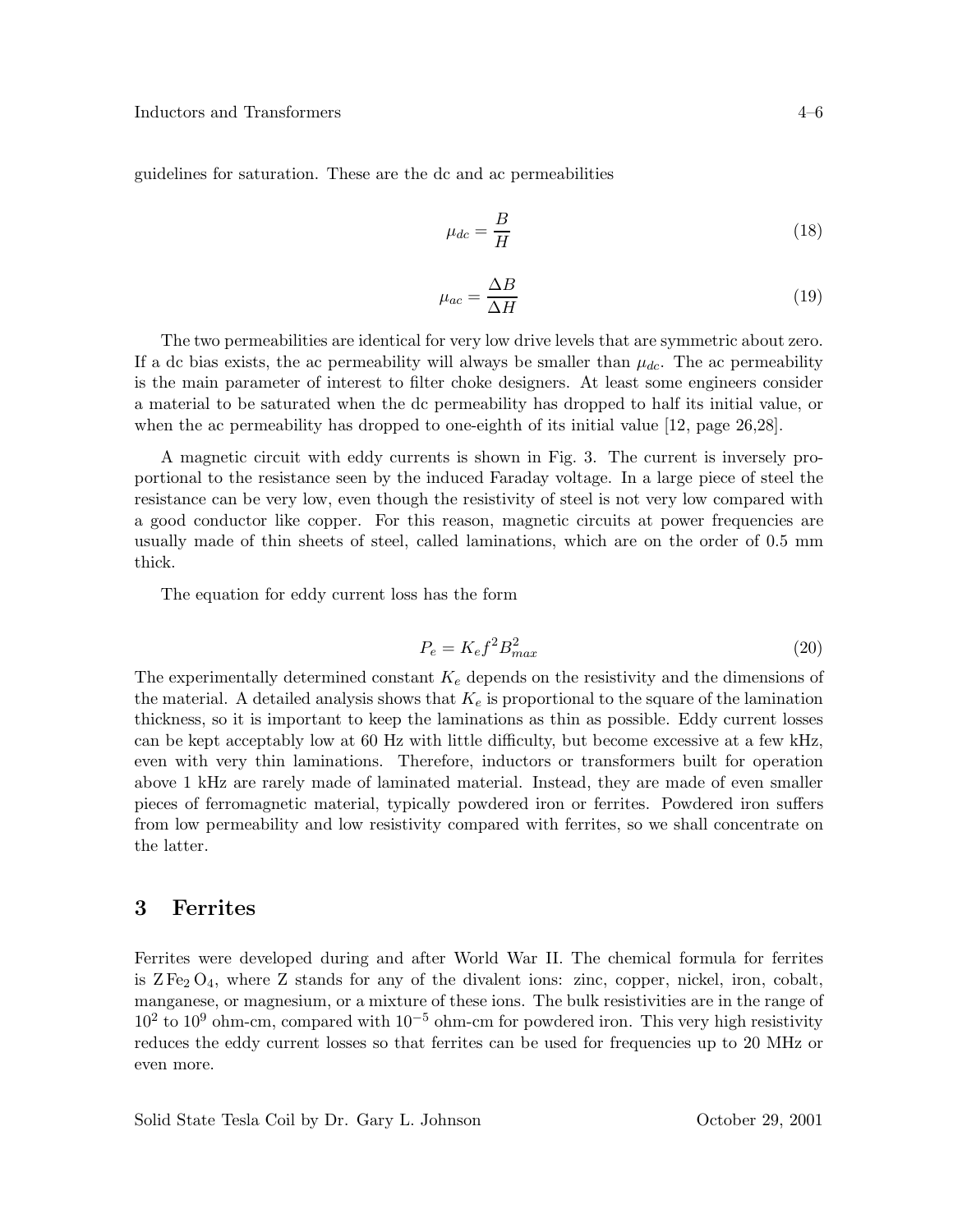guidelines for saturation. These are the dc and ac permeabilities

$$\mu_{dc} = \frac{B}{H} \tag{18}$$

$$\mu_{ac} = \frac{\Delta B}{\Delta H} \tag{19}$$

The two permeabilities are identical for very low drive levels that are symmetric about zero. If a dc bias exists, the ac permeability will always be smaller than $\mu_{dc}$. The ac permeability is the main parameter of interest to filter choke designers. At least some engineers consider a material to be saturated when the dc permeability has dropped to half its initial value, or when the ac permeability has dropped to one-eighth of its initial value [12, page 26,28].

A magnetic circuit with eddy currents is shown in Fig. 3. The current is inversely proportional to the resistance seen by the induced Faraday voltage. In a large piece of steel the resistance can be very low, even though the resistivity of steel is not very low compared with a good conductor like copper. For this reason, magnetic circuits at power frequencies are usually made of thin sheets of steel, called laminations, which are on the order of 0.5 mm thick.

The equation for eddy current loss has the form

$$P_e = K_e f^2 B_{max}^2 \tag{20}$$

The experimentally determined constant $K_e$ depends on the resistivity and the dimensions of the material. A detailed analysis shows that $K_e$ is proportional to the square of the lamination thickness, so it is important to keep the laminations as thin as possible. Eddy current losses can be kept acceptably low at 60 Hz with little difficulty, but become excessive at a few kHz, even with very thin laminations. Therefore, inductors or transformers built for operation above 1 kHz are rarely made of laminated material. Instead, they are made of even smaller pieces of ferromagnetic material, typically powdered iron or ferrites. Powdered iron suffers from low permeability and low resistivity compared with ferrites, so we shall concentrate on the latter.

## 3 Ferrites

Ferrites were developed during and after World War II. The chemical formula for ferrites is $Z\,Fe_2\,O_4$, where Z stands for any of the divalent ions: zinc, copper, nickel, iron, cobalt, manganese, or magnesium, or a mixture of these ions. The bulk resistivities are in the range of $10^2$ to $10^9$ ohm-cm, compared with $10^{-5}$ ohm-cm for powdered iron. This very high resistivity reduces the eddy current losses so that ferrites can be used for frequencies up to 20 MHz or even more.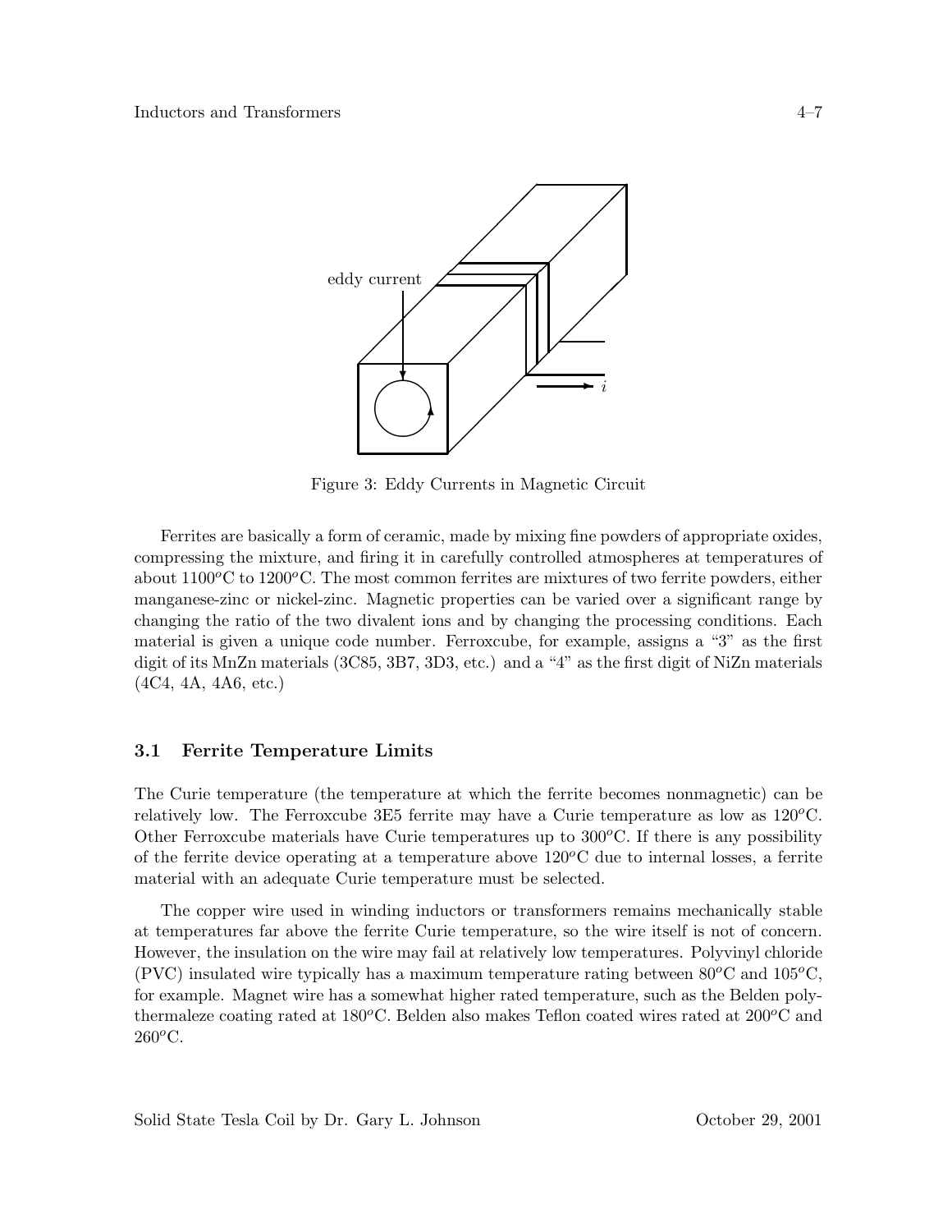Figure 3: Eddy Currents in Magnetic Circuit

Ferrites are basically a form of ceramic, made by mixing fine powders of appropriate oxides, compressing the mixture, and firing it in carefully controlled atmospheres at temperatures of about 1100$^o$C to 1200$^o$C. The most common ferrites are mixtures of two ferrite powders, either manganese-zinc or nickel-zinc. Magnetic properties can be varied over a significant range by changing the ratio of the two divalent ions and by changing the processing conditions. Each material is given a unique code number. Ferroxcube, for example, assigns a "3" as the first digit of its MnZn materials (3C85, 3B7, 3D3, etc.) and a "4" as the first digit of NiZn materials (4C4, 4A, 4A6, etc.)

### 3.1 Ferrite Temperature Limits

The Curie temperature (the temperature at which the ferrite becomes nonmagnetic) can be relatively low. The Ferroxcube 3E5 ferrite may have a Curie temperature as low as 120$^o$C. Other Ferroxcube materials have Curie temperatures up to 300$^o$C. If there is any possibility of the ferrite device operating at a temperature above 120$^o$C due to internal losses, a ferrite material with an adequate Curie temperature must be selected.

The copper wire used in winding inductors or transformers remains mechanically stable at temperatures far above the ferrite Curie temperature, so the wire itself is not of concern. However, the insulation on the wire may fail at relatively low temperatures. Polyvinyl chloride (PVC) insulated wire typically has a maximum temperature rating between 80$^o$C and 105$^o$C, for example. Magnet wire has a somewhat higher rated temperature, such as the Belden polythermaleze coating rated at 180$^o$C. Belden also makes Teflon coated wires rated at 200$^o$C and 260$^o$C.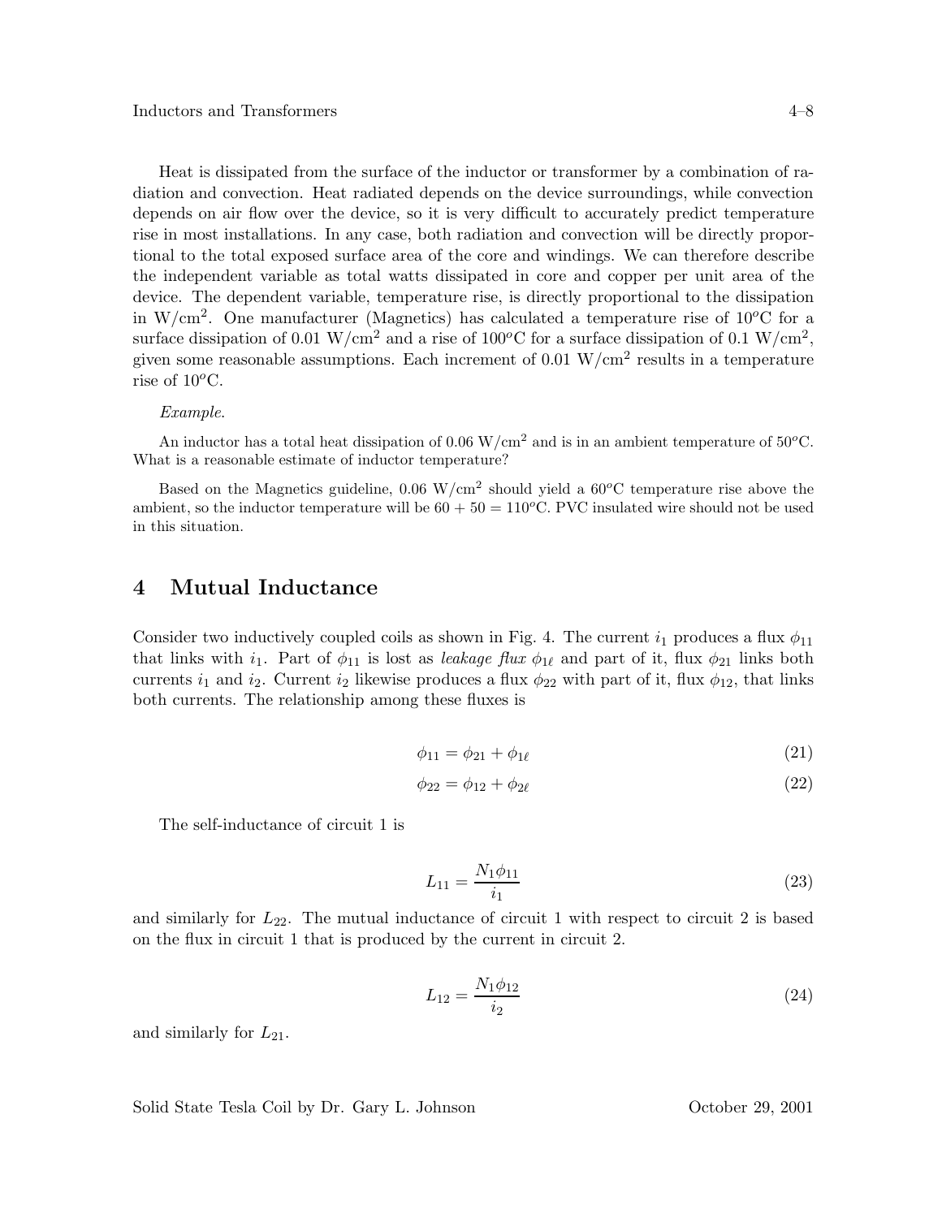Heat is dissipated from the surface of the inductor or transformer by a combination of radiation and convection. Heat radiated depends on the device surroundings, while convection depends on air flow over the device, so it is very difficult to accurately predict temperature rise in most installations. In any case, both radiation and convection will be directly proportional to the total exposed surface area of the core and windings. We can therefore describe the independent variable as total watts dissipated in core and copper per unit area of the device. The dependent variable, temperature rise, is directly proportional to the dissipation in W/cm$^2$. One manufacturer (Magnetics) has calculated a temperature rise of 10$^o$C for a surface dissipation of 0.01 W/cm$^2$ and a rise of 100$^o$C for a surface dissipation of 0.1 W/cm$^2$, given some reasonable assumptions. Each increment of 0.01 W/cm$^2$ results in a temperature rise of 10$^o$C.

*Example.*

An inductor has a total heat dissipation of 0.06 W/cm$^2$ and is in an ambient temperature of 50$^o$C. What is a reasonable estimate of inductor temperature?

Based on the Magnetics guideline, 0.06 W/cm$^2$ should yield a 60$^o$C temperature rise above the ambient, so the inductor temperature will be $60 + 50 = 110^o$C. PVC insulated wire should not be used in this situation.

## 4 Mutual Inductance

Consider two inductively coupled coils as shown in Fig. 4. The current $i_1$ produces a flux $\phi_{11}$ that links with $i_1$. Part of $\phi_{11}$ is lost as *leakage flux* $\phi_{1\ell}$ and part of it, flux $\phi_{21}$ links both currents $i_1$ and $i_2$. Current $i_2$ likewise produces a flux $\phi_{22}$ with part of it, flux $\phi_{12}$, that links both currents. The relationship among these fluxes is

$$\phi_{11} = \phi_{21} + \phi_{1\ell} \tag{21}$$

$$\phi_{22} = \phi_{12} + \phi_{2\ell} \tag{22}$$

The self-inductance of circuit 1 is

$$L_{11} = \frac{N_1 \phi_{11}}{i_1} \tag{23}$$

and similarly for $L_{22}$. The mutual inductance of circuit 1 with respect to circuit 2 is based on the flux in circuit 1 that is produced by the current in circuit 2.

$$L_{12} = \frac{N_1 \phi_{12}}{i_2} \tag{24}$$

and similarly for $L_{21}$.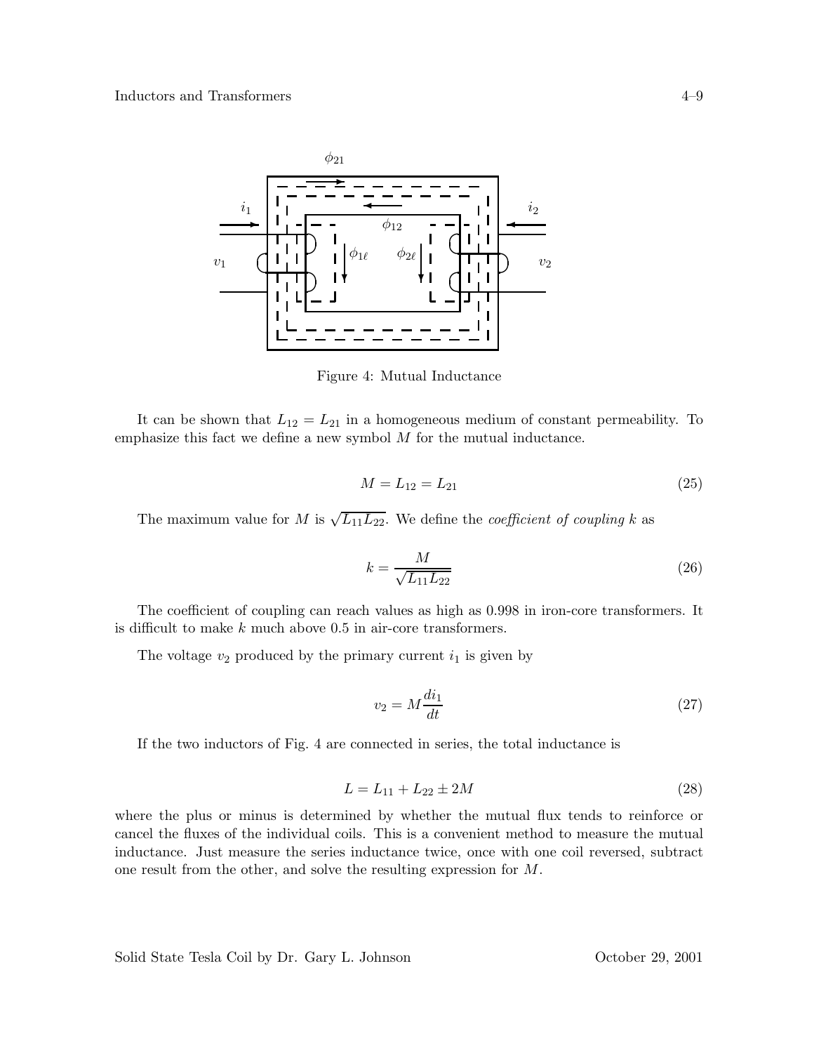Figure 4: Mutual Inductance

It can be shown that $L_{12} = L_{21}$ in a homogeneous medium of constant permeability. To emphasize this fact we define a new symbol $M$ for the mutual inductance.

$$M = L_{12} = L_{21} \tag{25}$$

The maximum value for $M$ is $\sqrt{L_{11}L_{22}}$. We define the *coefficient of coupling* $k$ as

$$k = \frac{M}{\sqrt{L_{11}L_{22}}} \tag{26}$$

The coefficient of coupling can reach values as high as 0.998 in iron-core transformers. It is difficult to make $k$ much above 0.5 in air-core transformers.

The voltage $v_2$ produced by the primary current $i_1$ is given by

$$v_2 = M\frac{di_1}{dt} \tag{27}$$

If the two inductors of Fig. 4 are connected in series, the total inductance is

$$L = L_{11} + L_{22} \pm 2M \tag{28}$$

where the plus or minus is determined by whether the mutual flux tends to reinforce or cancel the fluxes of the individual coils. This is a convenient method to measure the mutual inductance. Just measure the series inductance twice, once with one coil reversed, subtract one result from the other, and solve the resulting expression for $M$.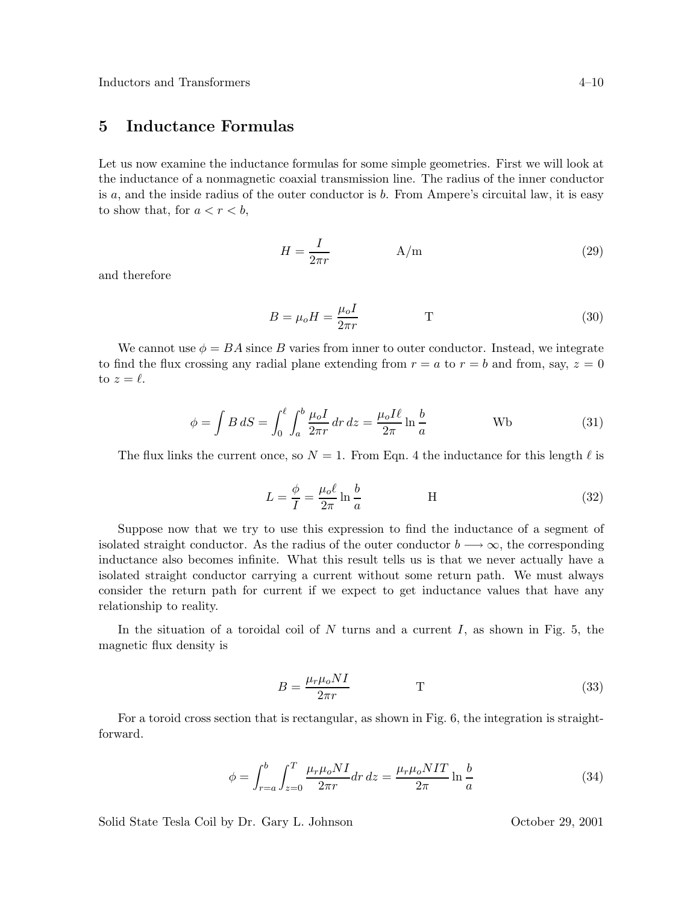## 5 Inductance Formulas

Let us now examine the inductance formulas for some simple geometries. First we will look at the inductance of a nonmagnetic coaxial transmission line. The radius of the inner conductor is $a$, and the inside radius of the outer conductor is $b$. From Ampere's circuital law, it is easy to show that, for $a < r < b$,

$$H = \frac{I}{2\pi r} \qquad \text{A/m} \tag{29}$$

and therefore

$$B = \mu_o H = \frac{\mu_o I}{2\pi r} \qquad \text{T} \tag{30}$$

We cannot use $\phi = BA$ since $B$ varies from inner to outer conductor. Instead, we integrate to find the flux crossing any radial plane extending from $r = a$ to $r = b$ and from, say, $z = 0$ to $z = \ell$.

$$\phi = \int B\, dS = \int_0^\ell \int_a^b \frac{\mu_o I}{2\pi r}\, dr\, dz = \frac{\mu_o I \ell}{2\pi} \ln \frac{b}{a} \qquad \text{Wb} \tag{31}$$

The flux links the current once, so $N = 1$. From Eqn. 4 the inductance for this length $\ell$ is

$$L = \frac{\phi}{I} = \frac{\mu_o \ell}{2\pi} \ln \frac{b}{a} \qquad \text{H} \tag{32}$$

Suppose now that we try to use this expression to find the inductance of a segment of isolated straight conductor. As the radius of the outer conductor $b \longrightarrow \infty$, the corresponding inductance also becomes infinite. What this result tells us is that we never actually have a isolated straight conductor carrying a current without some return path. We must always consider the return path for current if we expect to get inductance values that have any relationship to reality.

In the situation of a toroidal coil of $N$ turns and a current $I$, as shown in Fig. 5, the magnetic flux density is

$$B = \frac{\mu_r \mu_o N I}{2\pi r} \qquad \text{T} \tag{33}$$

For a toroid cross section that is rectangular, as shown in Fig. 6, the integration is straightforward.

$$\phi = \int_{r=a}^{b} \int_{z=0}^{T} \frac{\mu_r \mu_o N I}{2\pi r} dr\, dz = \frac{\mu_r \mu_o N I T}{2\pi} \ln \frac{b}{a} \tag{34}$$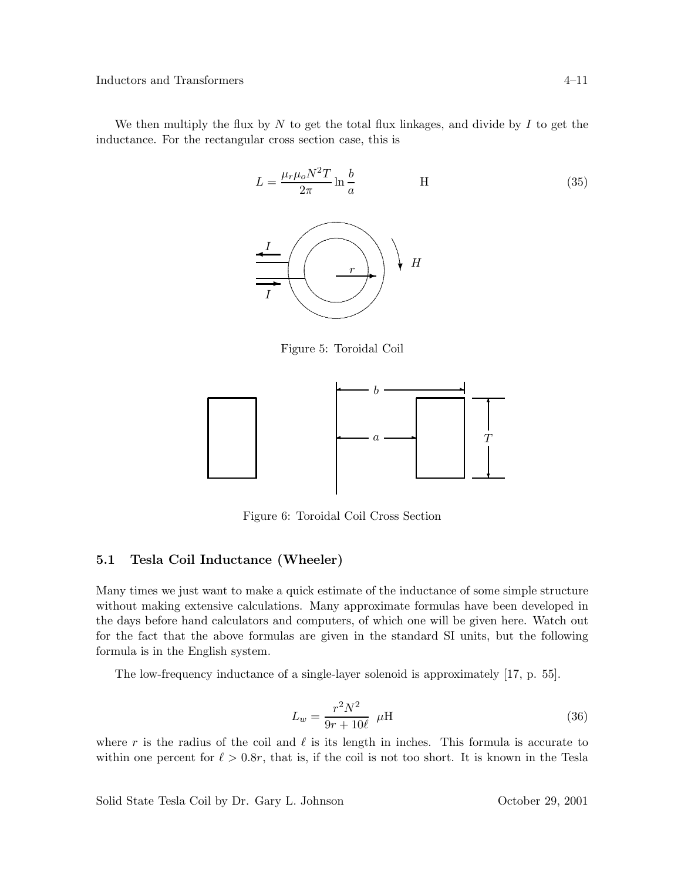We then multiply the flux by $N$ to get the total flux linkages, and divide by $I$ to get the inductance. For the rectangular cross section case, this is

$$L = \frac{\mu_r \mu_o N^2 T}{2\pi} \ln \frac{b}{a} \qquad \text{H} \tag{35}$$

Figure 5: Toroidal Coil

Figure 6: Toroidal Coil Cross Section

### 5.1 Tesla Coil Inductance (Wheeler)

Many times we just want to make a quick estimate of the inductance of some simple structure without making extensive calculations. Many approximate formulas have been developed in the days before hand calculators and computers, of which one will be given here. Watch out for the fact that the above formulas are given in the standard SI units, but the following formula is in the English system.

The low-frequency inductance of a single-layer solenoid is approximately [17, p. 55].

$$L_w = \frac{r^2 N^2}{9r + 10\ell} \;\; \mu\text{H} \tag{36}$$

where $r$ is the radius of the coil and $\ell$ is its length in inches. This formula is accurate to within one percent for $\ell > 0.8r$, that is, if the coil is not too short. It is known in the Tesla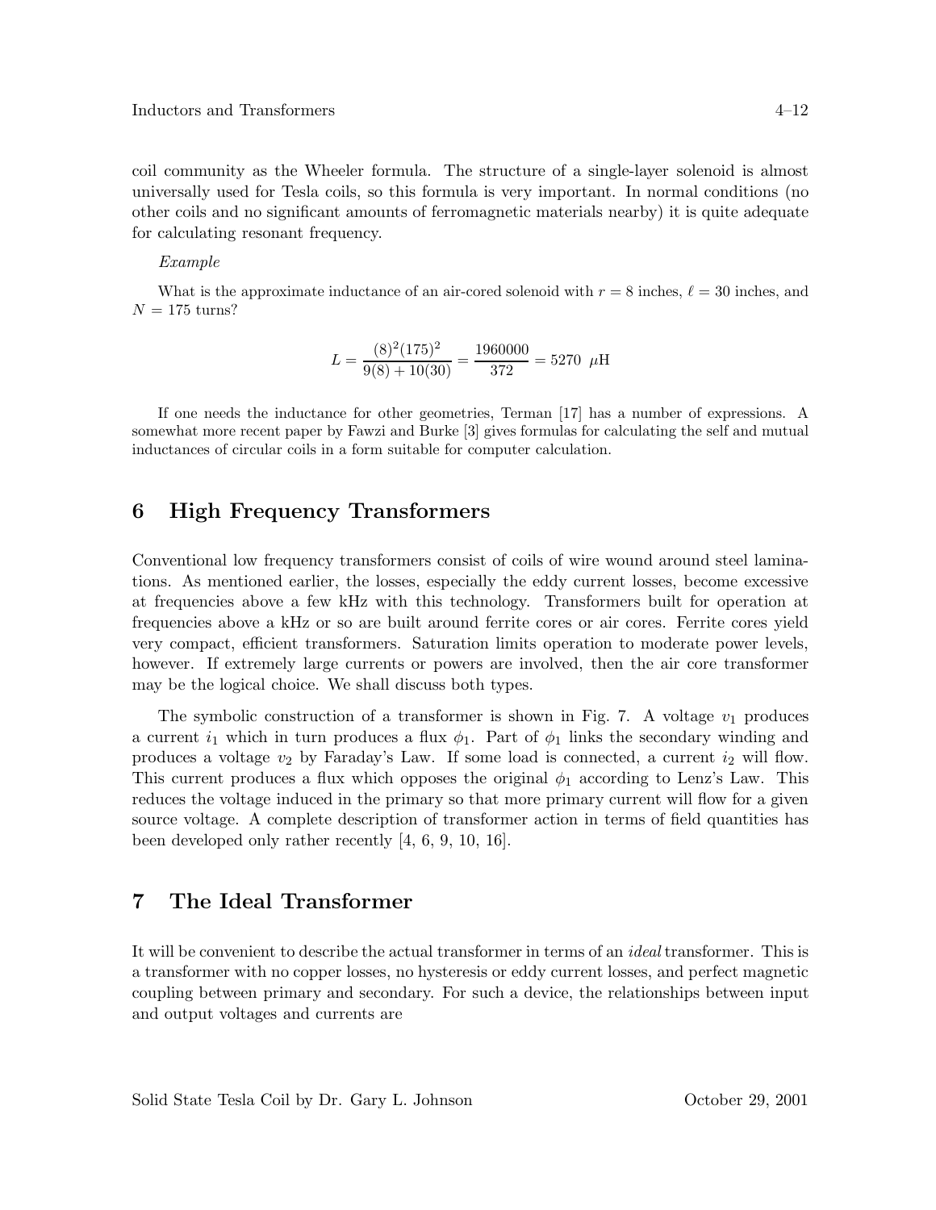coil community as the Wheeler formula. The structure of a single-layer solenoid is almost universally used for Tesla coils, so this formula is very important. In normal conditions (no other coils and no significant amounts of ferromagnetic materials nearby) it is quite adequate for calculating resonant frequency.

*Example*

What is the approximate inductance of an air-cored solenoid with $r = 8$ inches, $\ell = 30$ inches, and $N = 175$ turns?

$$L = \frac{(8)^2(175)^2}{9(8) + 10(30)} = \frac{1960000}{372} = 5270 \ \mu\text{H}$$

If one needs the inductance for other geometries, Terman [17] has a number of expressions. A somewhat more recent paper by Fawzi and Burke [3] gives formulas for calculating the self and mutual inductances of circular coils in a form suitable for computer calculation.

## 6 High Frequency Transformers

Conventional low frequency transformers consist of coils of wire wound around steel laminations. As mentioned earlier, the losses, especially the eddy current losses, become excessive at frequencies above a few kHz with this technology. Transformers built for operation at frequencies above a kHz or so are built around ferrite cores or air cores. Ferrite cores yield very compact, efficient transformers. Saturation limits operation to moderate power levels, however. If extremely large currents or powers are involved, then the air core transformer may be the logical choice. We shall discuss both types.

The symbolic construction of a transformer is shown in Fig. 7. A voltage $v_1$ produces a current $i_1$ which in turn produces a flux $\phi_1$. Part of $\phi_1$ links the secondary winding and produces a voltage $v_2$ by Faraday's Law. If some load is connected, a current $i_2$ will flow. This current produces a flux which opposes the original $\phi_1$ according to Lenz's Law. This reduces the voltage induced in the primary so that more primary current will flow for a given source voltage. A complete description of transformer action in terms of field quantities has been developed only rather recently [4, 6, 9, 10, 16].

## 7 The Ideal Transformer

It will be convenient to describe the actual transformer in terms of an *ideal* transformer. This is a transformer with no copper losses, no hysteresis or eddy current losses, and perfect magnetic coupling between primary and secondary. For such a device, the relationships between input and output voltages and currents are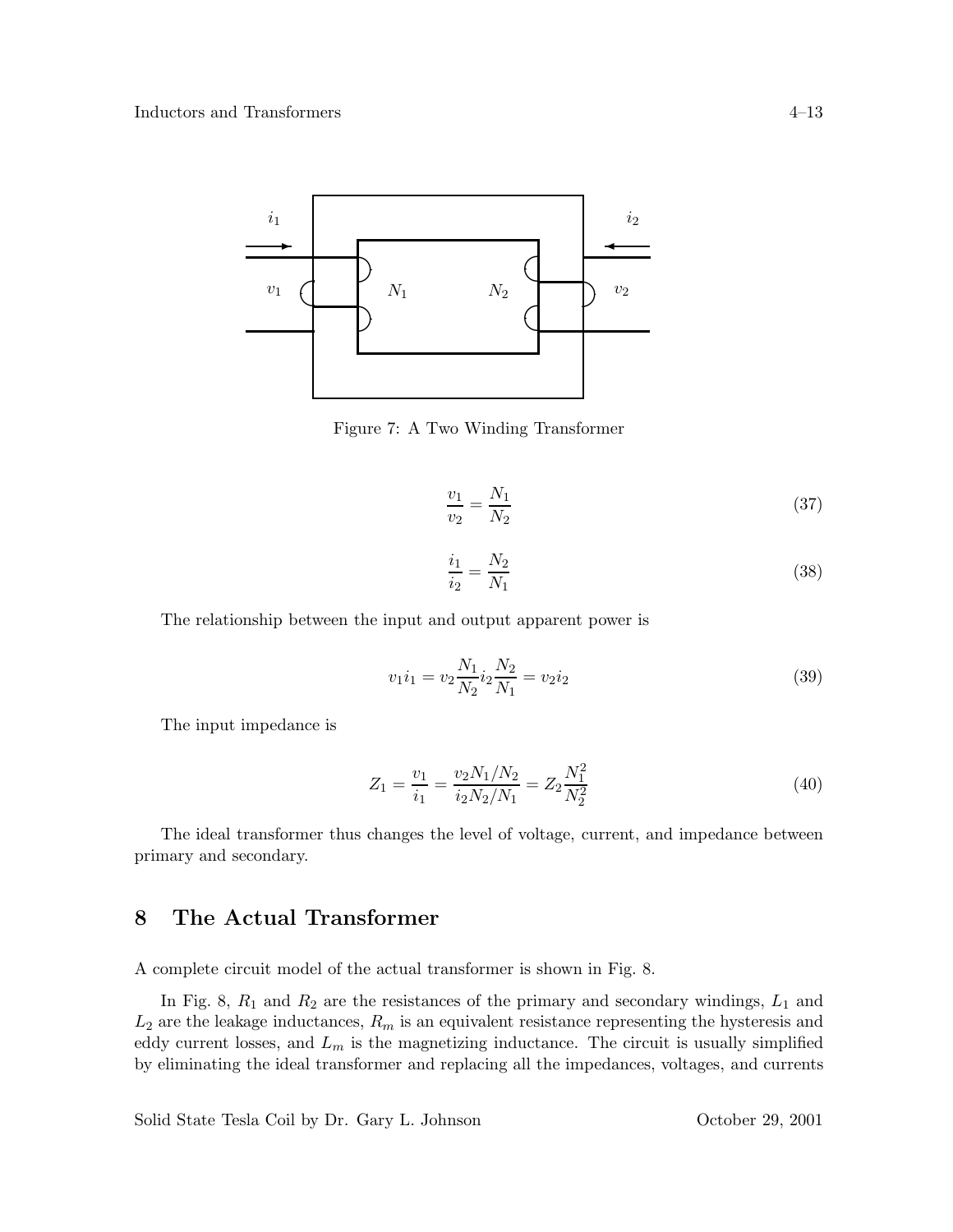Figure 7: A Two Winding Transformer

$$\frac{v_1}{v_2} = \frac{N_1}{N_2} \tag{37}$$

$$\frac{i_1}{i_2} = \frac{N_2}{N_1} \tag{38}$$

The relationship between the input and output apparent power is

$$v_1 i_1 = v_2 \frac{N_1}{N_2} i_2 \frac{N_2}{N_1} = v_2 i_2 \tag{39}$$

The input impedance is

$$Z_1 = \frac{v_1}{i_1} = \frac{v_2 N_1/N_2}{i_2 N_2/N_1} = Z_2 \frac{N_1^2}{N_2^2} \tag{40}$$

The ideal transformer thus changes the level of voltage, current, and impedance between primary and secondary.

## 8 The Actual Transformer

A complete circuit model of the actual transformer is shown in Fig. 8.

In Fig. 8, $R_1$ and $R_2$ are the resistances of the primary and secondary windings, $L_1$ and $L_2$ are the leakage inductances, $R_m$ is an equivalent resistance representing the hysteresis and eddy current losses, and $L_m$ is the magnetizing inductance. The circuit is usually simplified by eliminating the ideal transformer and replacing all the impedances, voltages, and currents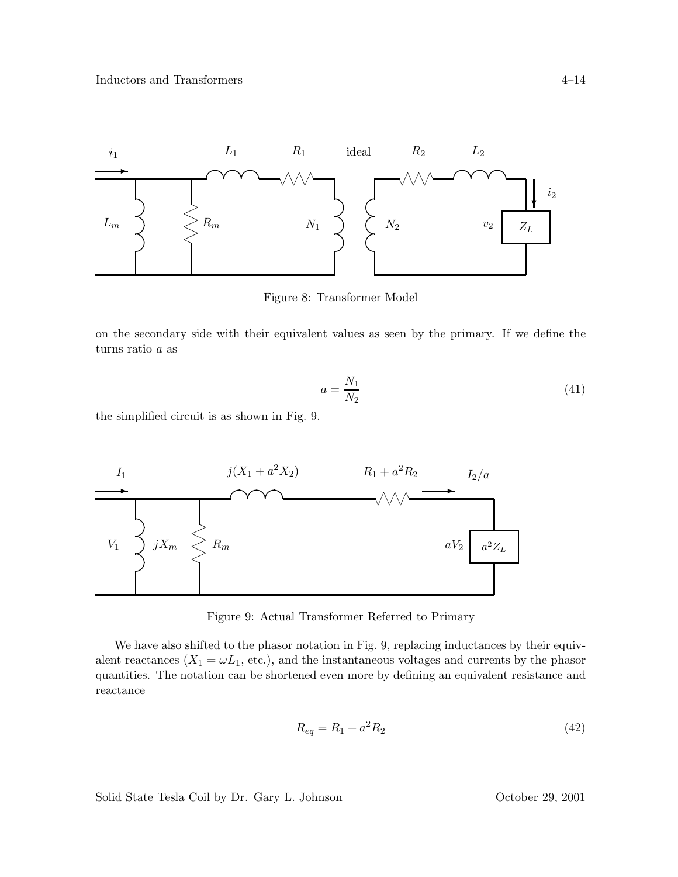Figure 8: Transformer Model

on the secondary side with their equivalent values as seen by the primary. If we define the turns ratio $a$ as

$$a = \frac{N_1}{N_2} \tag{41}$$

the simplified circuit is as shown in Fig. 9.

Figure 9: Actual Transformer Referred to Primary

We have also shifted to the phasor notation in Fig. 9, replacing inductances by their equivalent reactances ($X_1 = \omega L_1$, etc.), and the instantaneous voltages and currents by the phasor quantities. The notation can be shortened even more by defining an equivalent resistance and reactance

$$R_{eq} = R_1 + a^2 R_2 \tag{42}$$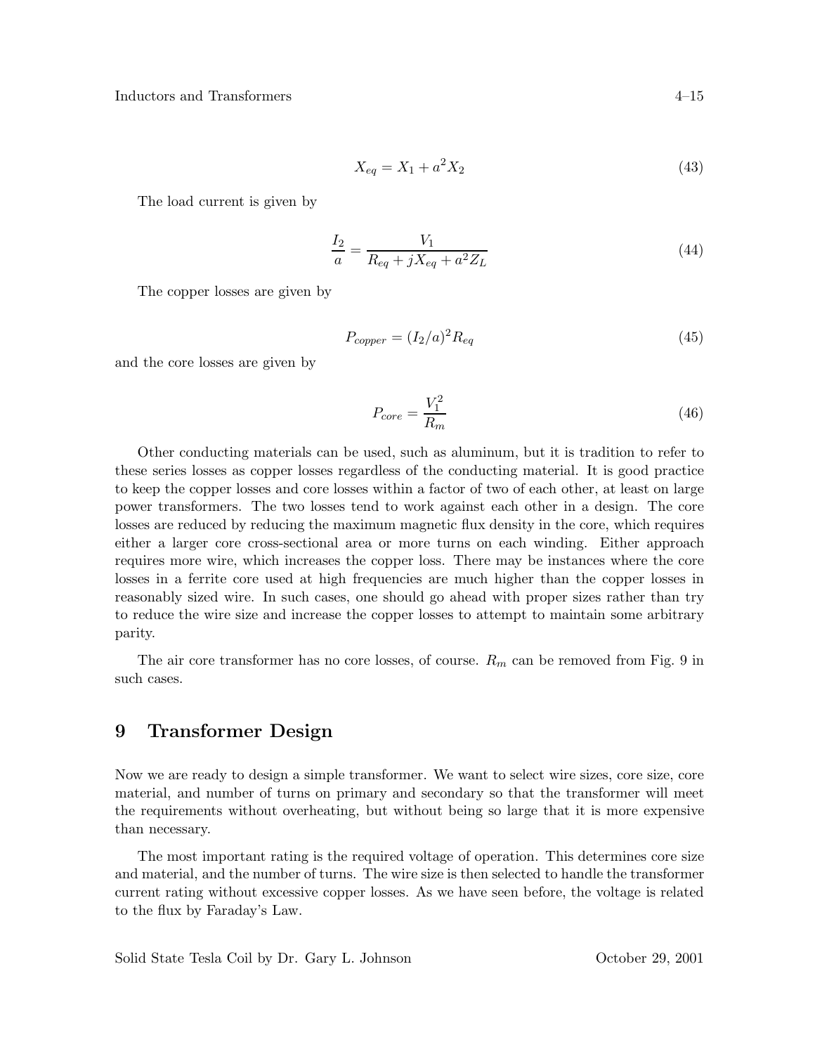$$X_{eq} = X_1 + a^2 X_2 \tag{43}$$

The load current is given by

$$\frac{I_2}{a} = \frac{V_1}{R_{eq} + jX_{eq} + a^2 Z_L} \tag{44}$$

The copper losses are given by

$$P_{copper} = (I_2/a)^2 R_{eq} \tag{45}$$

and the core losses are given by

$$P_{core} = \frac{V_1^2}{R_m} \tag{46}$$

Other conducting materials can be used, such as aluminum, but it is tradition to refer to these series losses as copper losses regardless of the conducting material. It is good practice to keep the copper losses and core losses within a factor of two of each other, at least on large power transformers. The two losses tend to work against each other in a design. The core losses are reduced by reducing the maximum magnetic flux density in the core, which requires either a larger core cross-sectional area or more turns on each winding. Either approach requires more wire, which increases the copper loss. There may be instances where the core losses in a ferrite core used at high frequencies are much higher than the copper losses in reasonably sized wire. In such cases, one should go ahead with proper sizes rather than try to reduce the wire size and increase the copper losses to attempt to maintain some arbitrary parity.

The air core transformer has no core losses, of course. $R_m$ can be removed from Fig. 9 in such cases.

# 9 Transformer Design

Now we are ready to design a simple transformer. We want to select wire sizes, core size, core material, and number of turns on primary and secondary so that the transformer will meet the requirements without overheating, but without being so large that it is more expensive than necessary.

The most important rating is the required voltage of operation. This determines core size and material, and the number of turns. The wire size is then selected to handle the transformer current rating without excessive copper losses. As we have seen before, the voltage is related to the flux by Faraday's Law.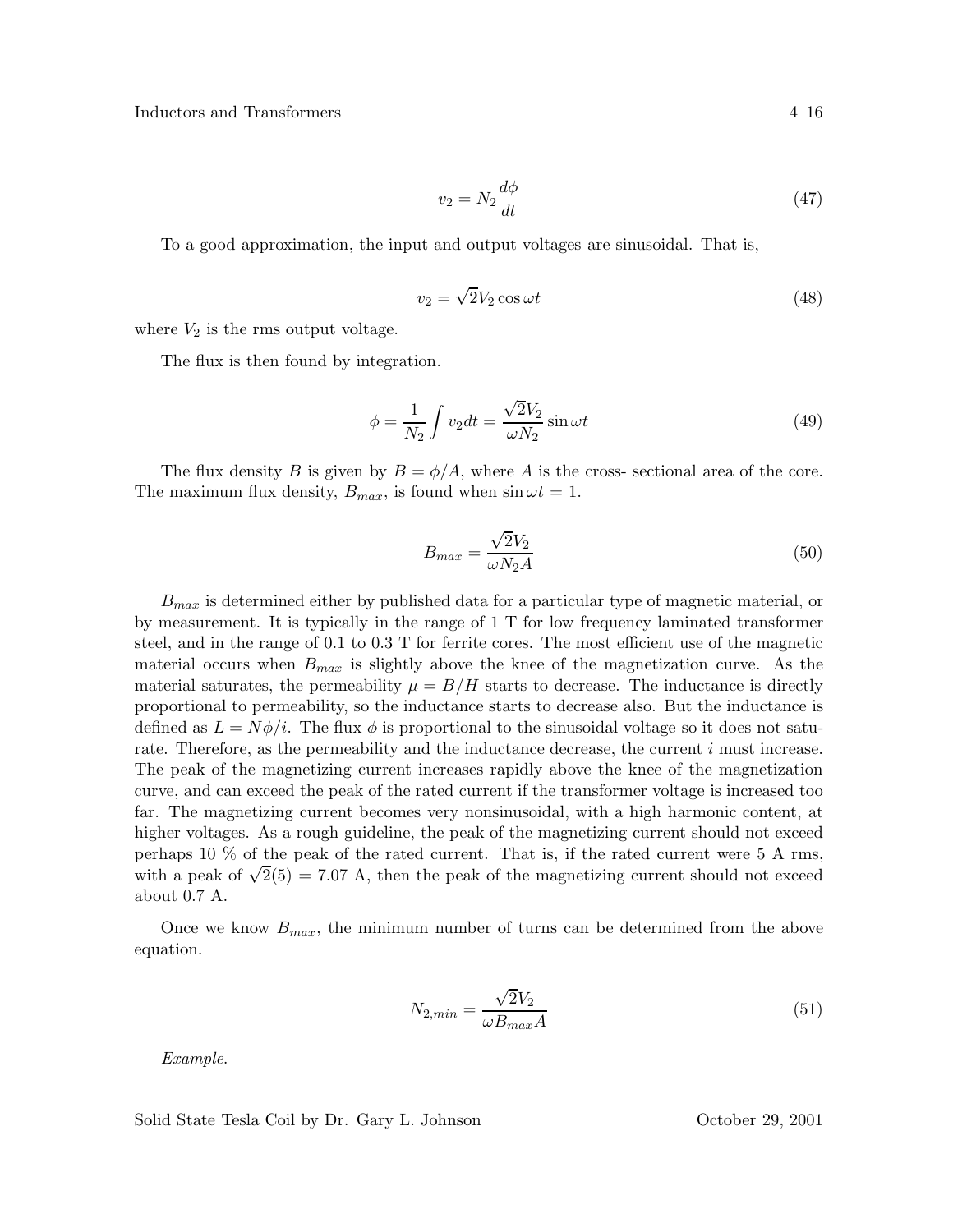$$v_2 = N_2 \frac{d\phi}{dt} \tag{47}$$

To a good approximation, the input and output voltages are sinusoidal. That is,

$$v_2 = \sqrt{2} V_2 \cos \omega t \tag{48}$$

where $V_2$ is the rms output voltage.

The flux is then found by integration.

$$\phi = \frac{1}{N_2} \int v_2 dt = \frac{\sqrt{2} V_2}{\omega N_2} \sin \omega t \tag{49}$$

The flux density $B$ is given by $B = \phi/A$, where $A$ is the cross- sectional area of the core. The maximum flux density, $B_{max}$, is found when $\sin \omega t = 1$.

$$B_{max} = \frac{\sqrt{2} V_2}{\omega N_2 A} \tag{50}$$

$B_{max}$ is determined either by published data for a particular type of magnetic material, or by measurement. It is typically in the range of 1 T for low frequency laminated transformer steel, and in the range of 0.1 to 0.3 T for ferrite cores. The most efficient use of the magnetic material occurs when $B_{max}$ is slightly above the knee of the magnetization curve. As the material saturates, the permeability $\mu = B/H$ starts to decrease. The inductance is directly proportional to permeability, so the inductance starts to decrease also. But the inductance is defined as $L = N\phi/i$. The flux $\phi$ is proportional to the sinusoidal voltage so it does not saturate. Therefore, as the permeability and the inductance decrease, the current $i$ must increase. The peak of the magnetizing current increases rapidly above the knee of the magnetization curve, and can exceed the peak of the rated current if the transformer voltage is increased too far. The magnetizing current becomes very nonsinusoidal, with a high harmonic content, at higher voltages. As a rough guideline, the peak of the magnetizing current should not exceed perhaps 10 % of the peak of the rated current. That is, if the rated current were 5 A rms, with a peak of $\sqrt{2}(5) = 7.07$ A, then the peak of the magnetizing current should not exceed about 0.7 A.

Once we know $B_{max}$, the minimum number of turns can be determined from the above equation.

$$N_{2,min} = \frac{\sqrt{2} V_2}{\omega B_{max} A} \tag{51}$$

*Example.*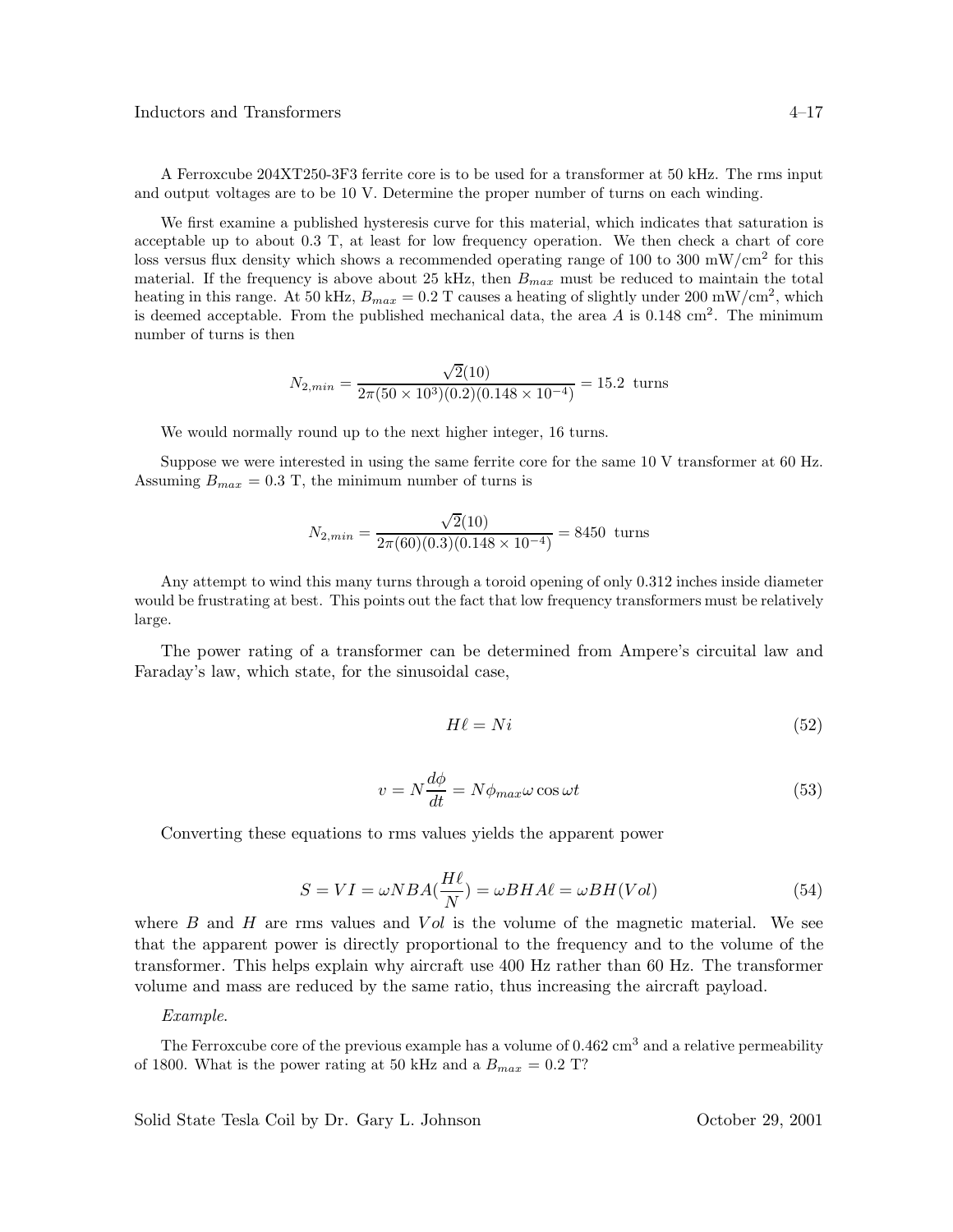A Ferroxcube 204XT250-3F3 ferrite core is to be used for a transformer at 50 kHz. The rms input and output voltages are to be 10 V. Determine the proper number of turns on each winding.

We first examine a published hysteresis curve for this material, which indicates that saturation is acceptable up to about 0.3 T, at least for low frequency operation. We then check a chart of core loss versus flux density which shows a recommended operating range of 100 to 300 mW/cm$^2$ for this material. If the frequency is above about 25 kHz, then $B_{max}$ must be reduced to maintain the total heating in this range. At 50 kHz, $B_{max} = 0.2$ T causes a heating of slightly under 200 mW/cm$^2$, which is deemed acceptable. From the published mechanical data, the area $A$ is 0.148 cm$^2$. The minimum number of turns is then

$$N_{2,min} = \frac{\sqrt{2}(10)}{2\pi(50 \times 10^3)(0.2)(0.148 \times 10^{-4})} = 15.2 \text{ turns}$$

We would normally round up to the next higher integer, 16 turns.

Suppose we were interested in using the same ferrite core for the same 10 V transformer at 60 Hz. Assuming $B_{max} = 0.3$ T, the minimum number of turns is

$$N_{2,min} = \frac{\sqrt{2}(10)}{2\pi(60)(0.3)(0.148 \times 10^{-4})} = 8450 \text{ turns}$$

Any attempt to wind this many turns through a toroid opening of only 0.312 inches inside diameter would be frustrating at best. This points out the fact that low frequency transformers must be relatively large.

The power rating of a transformer can be determined from Ampere's circuital law and Faraday's law, which state, for the sinusoidal case,

$$H\ell = Ni \tag{52}$$

$$v = N\frac{d\phi}{dt} = N\phi_{max}\omega \cos \omega t \tag{53}$$

Converting these equations to rms values yields the apparent power

$$S = VI = \omega NBA(\frac{H\ell}{N}) = \omega BHA\ell = \omega BH(Vol) \tag{54}$$

where $B$ and $H$ are rms values and $Vol$ is the volume of the magnetic material. We see that the apparent power is directly proportional to the frequency and to the volume of the transformer. This helps explain why aircraft use 400 Hz rather than 60 Hz. The transformer volume and mass are reduced by the same ratio, thus increasing the aircraft payload.

*Example.*

The Ferroxcube core of the previous example has a volume of 0.462 cm$^3$ and a relative permeability of 1800. What is the power rating at 50 kHz and a $B_{max} = 0.2$ T?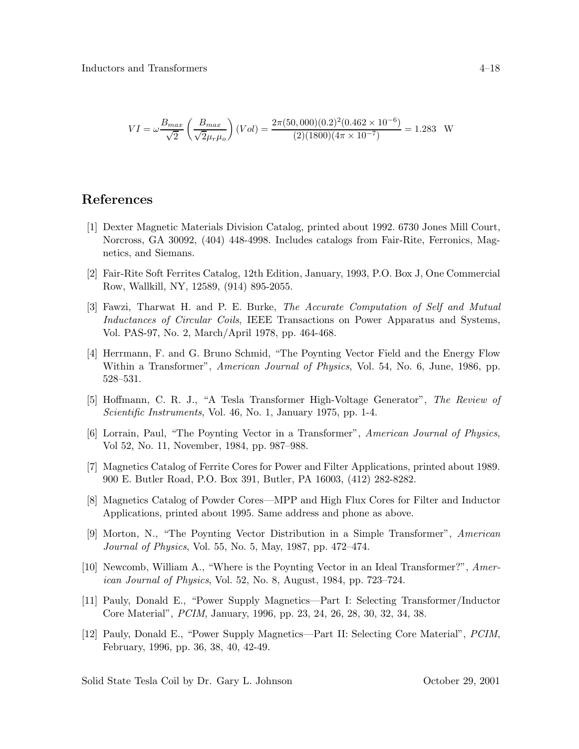$$VI = \omega \frac{B_{max}}{\sqrt{2}} \left( \frac{B_{max}}{\sqrt{2}\mu_r \mu_o} \right) (Vol) = \frac{2\pi(50,000)(0.2)^2(0.462 \times 10^{-6})}{(2)(1800)(4\pi \times 10^{-7})} = 1.283 \quad \text{W}$$

## References

[1] Dexter Magnetic Materials Division Catalog, printed about 1992. 6730 Jones Mill Court, Norcross, GA 30092, (404) 448-4998. Includes catalogs from Fair-Rite, Ferronics, Magnetics, and Siemans.

[2] Fair-Rite Soft Ferrites Catalog, 12th Edition, January, 1993, P.O. Box J, One Commercial Row, Wallkill, NY, 12589, (914) 895-2055.

[3] Fawzi, Tharwat H. and P. E. Burke, *The Accurate Computation of Self and Mutual Inductances of Circular Coils*, IEEE Transactions on Power Apparatus and Systems, Vol. PAS-97, No. 2, March/April 1978, pp. 464-468.

[4] Herrmann, F. and G. Bruno Schmid, "The Poynting Vector Field and the Energy Flow Within a Transformer", *American Journal of Physics*, Vol. 54, No. 6, June, 1986, pp. 528–531.

[5] Hoffmann, C. R. J., "A Tesla Transformer High-Voltage Generator", *The Review of Scientific Instruments*, Vol. 46, No. 1, January 1975, pp. 1-4.

[6] Lorrain, Paul, "The Poynting Vector in a Transformer", *American Journal of Physics*, Vol 52, No. 11, November, 1984, pp. 987–988.

[7] Magnetics Catalog of Ferrite Cores for Power and Filter Applications, printed about 1989. 900 E. Butler Road, P.O. Box 391, Butler, PA 16003, (412) 282-8282.

[8] Magnetics Catalog of Powder Cores—MPP and High Flux Cores for Filter and Inductor Applications, printed about 1995. Same address and phone as above.

[9] Morton, N., "The Poynting Vector Distribution in a Simple Transformer", *American Journal of Physics*, Vol. 55, No. 5, May, 1987, pp. 472–474.

[10] Newcomb, William A., "Where is the Poynting Vector in an Ideal Transformer?", *American Journal of Physics*, Vol. 52, No. 8, August, 1984, pp. 723–724.

[11] Pauly, Donald E., "Power Supply Magnetics—Part I: Selecting Transformer/Inductor Core Material", *PCIM*, January, 1996, pp. 23, 24, 26, 28, 30, 32, 34, 38.

[12] Pauly, Donald E., "Power Supply Magnetics—Part II: Selecting Core Material", *PCIM*, February, 1996, pp. 36, 38, 40, 42-49.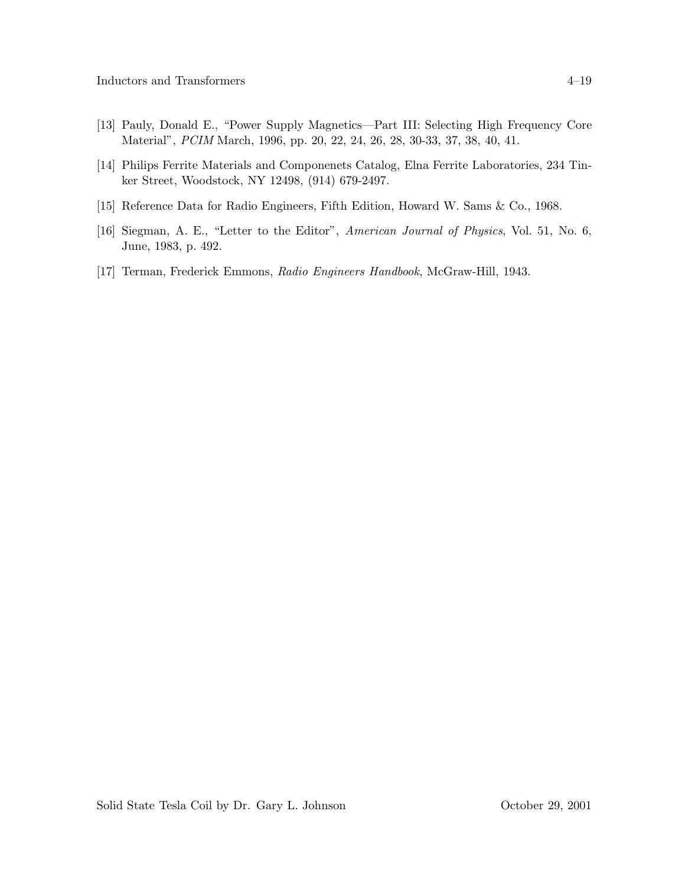[13] Pauly, Donald E., "Power Supply Magnetics—Part III: Selecting High Frequency Core Material", *PCIM* March, 1996, pp. 20, 22, 24, 26, 28, 30-33, 37, 38, 40, 41.

[14] Philips Ferrite Materials and Componenets Catalog, Elna Ferrite Laboratories, 234 Tinker Street, Woodstock, NY 12498, (914) 679-2497.

[15] Reference Data for Radio Engineers, Fifth Edition, Howard W. Sams & Co., 1968.

[16] Siegman, A. E., "Letter to the Editor", *American Journal of Physics*, Vol. 51, No. 6, June, 1983, p. 492.

[17] Terman, Frederick Emmons, *Radio Engineers Handbook*, McGraw-Hill, 1943.